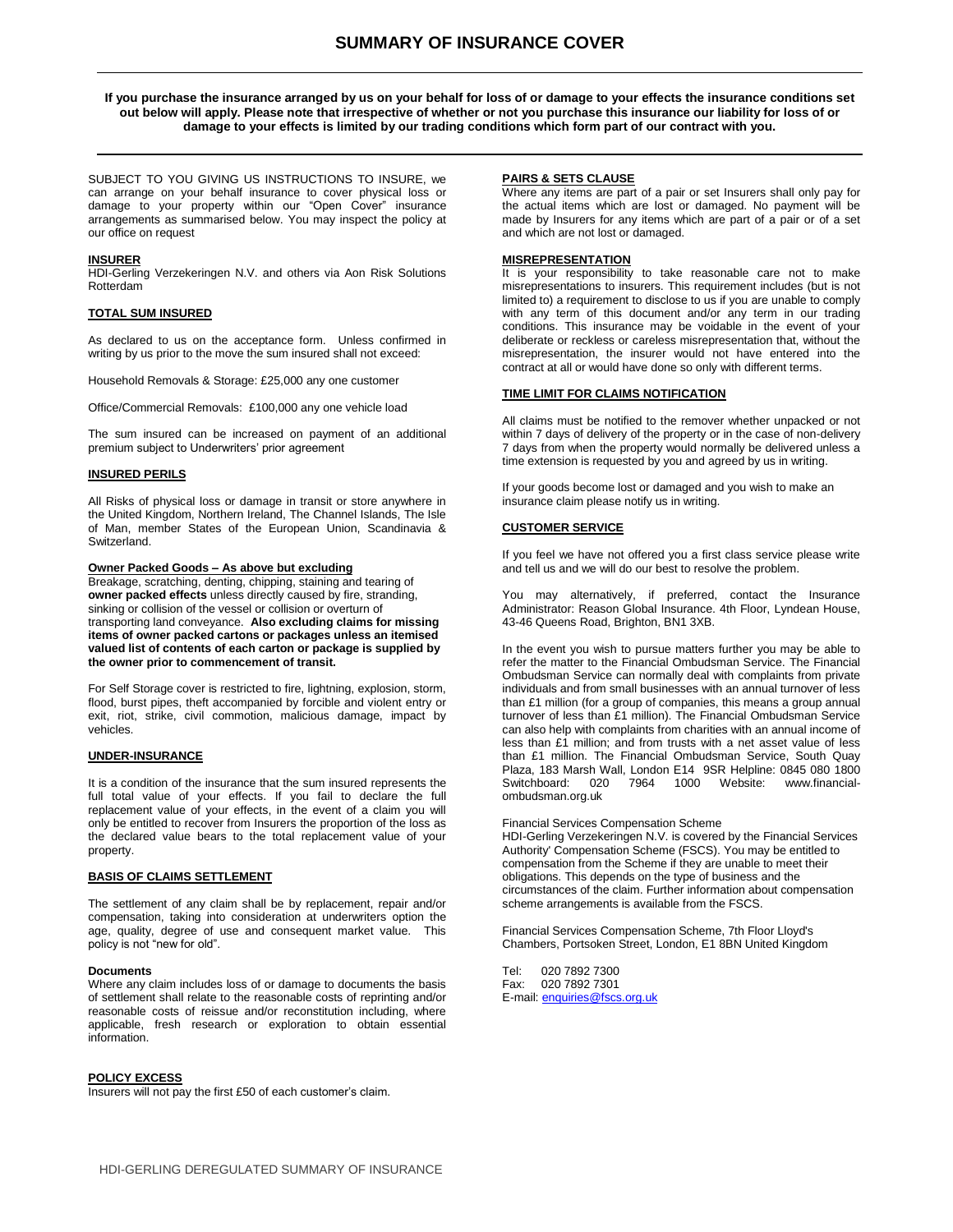# SUMMARY OF INSURANCE COVER

**If you purchase the insurance arranged by us on your behalf for loss of or damage to your effects the insurance conditions set out below will apply. Please note that irrespective of whether or not you purchase this insurance our liability for loss of or damage to your effects is limited by our trading conditions which form part of our contract with you.**

SUBJECT TO YOU GIVING US INSTRUCTIONS TO INSURE, we can arrange on your behalf insurance to cover physical loss or damage to your property within our "Open Cover" insurance arrangements as summarised below. You may inspect the policy at our office on request

## INSURER

HDI-Gerling Verzekeringen N.V. and others via Aon Risk Solutions Rotterdam

## TOTAL SUM INSURED

As declared to us on the acceptance form. Unless confirmed in writing by us prior to the move the sum insured shall not exceed:

Household Removals & Storage: £25,000 any one customer

Office/Commercial Removals: £100,000 any one vehicle load

The sum insured can be increased on payment of an additional premium subject to Underwriters' prior agreement

## INSURED PERILS

All Risks of physical loss or damage in transit or store anywhere in the United Kingdom, Northern Ireland, The Channel Islands, The Isle of Man, member States of the European Union, Scandinavia & Switzerland.

**Owner Packed Goods – As above but excluding**

Breakage, scratching, denting, chipping, staining and tearing of **owner packed effects** unless directly caused by fire, stranding, sinking or collision of the vessel or collision or overturn of transporting land conveyance. **Also excluding claims for missing items of owner packed cartons or packages unless an itemised valued list of contents of each carton or package is supplied by the owner prior to commencement of transit.**

For Self Storage cover is restricted to fire, lightning, explosion, storm, flood, burst pipes, theft accompanied by forcible and violent entry or exit, riot, strike, civil commotion, malicious damage, impact by vehicles.

## UNDER-INSURANCE

It is a condition of the insurance that the sum insured represents the full total value of your effects. If you fail to declare the full replacement value of your effects, in the event of a claim you will only be entitled to recover from Insurers the proportion of the loss as the declared value bears to the total replacement value of your property.

## BASIS OF CLAIMS SETTLEMENT

The settlement of any claim shall be by replacement, repair and/or compensation, taking into consideration at underwriters option the age, quality, degree of use and consequent market value. This policy is not "new for old".

**Documents**

Where any claim includes loss of or damage to documents the basis of settlement shall relate to the reasonable costs of reprinting and/or reasonable costs of reissue and/or reconstitution including, where applicable, fresh research or exploration to obtain essential information.

## POLICY EXCESS

Insurers will not pay the first £50 of each customer's claim.

## PAIRS & SETS CLAUSE

Where any items are part of a pair or set Insurers shall only pay for the actual items which are lost or damaged. No payment will be made by Insurers for any items which are part of a pair or of a set and which are not lost or damaged.

## MISREPRESENTATION

It is your responsibility to take reasonable care not to make misrepresentations to insurers. This requirement includes (but is not limited to) a requirement to disclose to us if you are unable to comply with any term of this document and/or any term in our trading conditions. This insurance may be voidable in the event of your deliberate or reckless or careless misrepresentation that, without the misrepresentation, the insurer would not have entered into the contract at all or would have done so only with different terms.

## TIME LIMIT FOR CLAIMS NOTIFICATION

All claims must be notified to the remover whether unpacked or not within 7 days of delivery of the property or in the case of non-delivery 7 days from when the property would normally be delivered unless a time extension is requested by you and agreed by us in writing.

If your goods become lost or damaged and you wish to make an insurance claim please notify us in writing.

## CUSTOMER SERVICE

If you feel we have not offered you a first class service please write and tell us and we will do our best to resolve the problem.

You may alternatively, if preferred, contact the Insurance Administrator: Reason Global Insurance. 4th Floor, Lyndean House, 43-46 Queens Road, Brighton, BN1 3XB.

In the event you wish to pursue matters further you may be able to refer the matter to the Financial Ombudsman Service. The Financial Ombudsman Service can normally deal with complaints from private individuals and from small businesses with an annual turnover of less than £1 million (for a group of companies, this means a group annual turnover of less than £1 million). The Financial Ombudsman Service can also help with complaints from charities with an annual income of less than £1 million; and from trusts with a net asset value of less than £1 million. The Financial Ombudsman Service, South Quay Plaza, 183 Marsh Wall, London E14 9SR Helpline: 0845 080 1800 Switchboard: 020 7964 1000 Website: www.financial-ombudsman.org.uk

Financial Services Compensation Scheme

HDI-Gerling Verzekeringen N.V. is covered by the Financial Services Authority' Compensation Scheme (FSCS). You may be entitled to compensation from the Scheme if they are unable to meet their obligations. This depends on the type of business and the circumstances of the claim. Further information about compensation scheme arrangements is available from the FSCS.

Financial Services Compensation Scheme, 7th Floor Lloyd's Chambers, Portsoken Street, London, E1 8BN United Kingdom

Tel: 020 7892 7300
Fax: 020 7892 7301
E-mail: enquiries@fscs.org.uk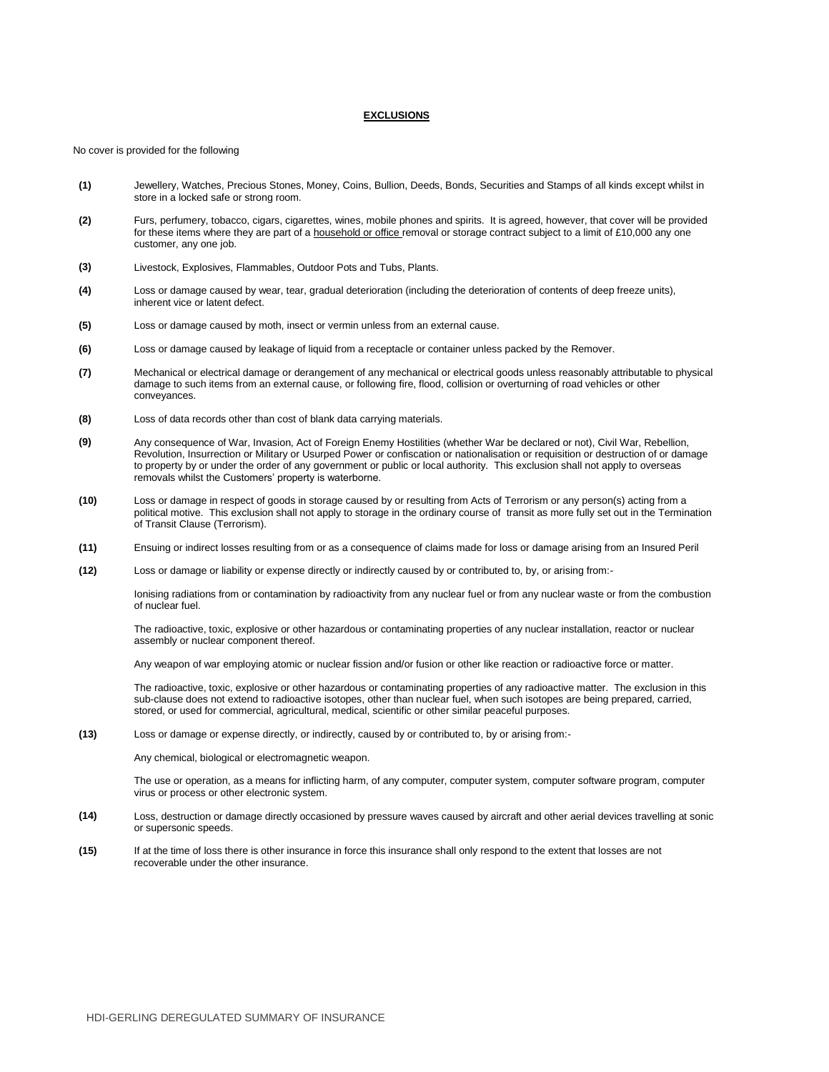## EXCLUSIONS

No cover is provided for the following

**(1)** Jewellery, Watches, Precious Stones, Money, Coins, Bullion, Deeds, Bonds, Securities and Stamps of all kinds except whilst in store in a locked safe or strong room.

**(2)** Furs, perfumery, tobacco, cigars, cigarettes, wines, mobile phones and spirits. It is agreed, however, that cover will be provided for these items where they are part of a <u>household or office</u> removal or storage contract subject to a limit of £10,000 any one customer, any one job.

**(3)** Livestock, Explosives, Flammables, Outdoor Pots and Tubs, Plants.

**(4)** Loss or damage caused by wear, tear, gradual deterioration (including the deterioration of contents of deep freeze units), inherent vice or latent defect.

**(5)** Loss or damage caused by moth, insect or vermin unless from an external cause.

**(6)** Loss or damage caused by leakage of liquid from a receptacle or container unless packed by the Remover.

**(7)** Mechanical or electrical damage or derangement of any mechanical or electrical goods unless reasonably attributable to physical damage to such items from an external cause, or following fire, flood, collision or overturning of road vehicles or other conveyances.

**(8)** Loss of data records other than cost of blank data carrying materials.

**(9)** Any consequence of War, Invasion, Act of Foreign Enemy Hostilities (whether War be declared or not), Civil War, Rebellion, Revolution, Insurrection or Military or Usurped Power or confiscation or nationalisation or requisition or destruction of or damage to property by or under the order of any government or public or local authority. This exclusion shall not apply to overseas removals whilst the Customers' property is waterborne.

**(10)** Loss or damage in respect of goods in storage caused by or resulting from Acts of Terrorism or any person(s) acting from a political motive. This exclusion shall not apply to storage in the ordinary course of transit as more fully set out in the Termination of Transit Clause (Terrorism).

**(11)** Ensuing or indirect losses resulting from or as a consequence of claims made for loss or damage arising from an Insured Peril

**(12)** Loss or damage or liability or expense directly or indirectly caused by or contributed to, by, or arising from:-

Ionising radiations from or contamination by radioactivity from any nuclear fuel or from any nuclear waste or from the combustion of nuclear fuel.

The radioactive, toxic, explosive or other hazardous or contaminating properties of any nuclear installation, reactor or nuclear assembly or nuclear component thereof.

Any weapon of war employing atomic or nuclear fission and/or fusion or other like reaction or radioactive force or matter.

The radioactive, toxic, explosive or other hazardous or contaminating properties of any radioactive matter. The exclusion in this sub-clause does not extend to radioactive isotopes, other than nuclear fuel, when such isotopes are being prepared, carried, stored, or used for commercial, agricultural, medical, scientific or other similar peaceful purposes.

**(13)** Loss or damage or expense directly, or indirectly, caused by or contributed to, by or arising from:-

Any chemical, biological or electromagnetic weapon.

The use or operation, as a means for inflicting harm, of any computer, computer system, computer software program, computer virus or process or other electronic system.

**(14)** Loss, destruction or damage directly occasioned by pressure waves caused by aircraft and other aerial devices travelling at sonic or supersonic speeds.

**(15)** If at the time of loss there is other insurance in force this insurance shall only respond to the extent that losses are not recoverable under the other insurance.